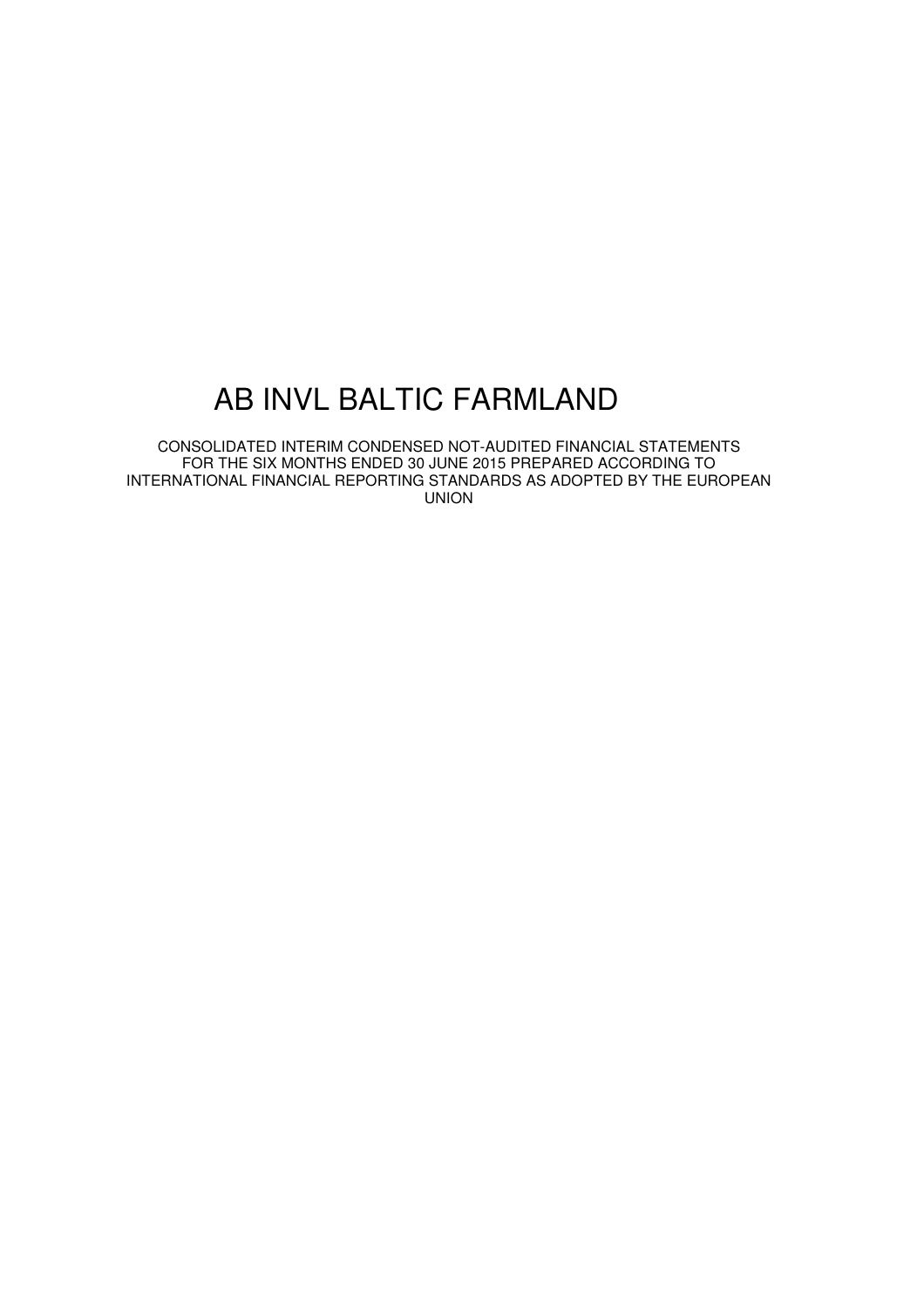# AB INVL BALTIC FARMLAND

CONSOLIDATED INTERIM CONDENSED NOT-AUDITED FINANCIAL STATEMENTS FOR THE SIX MONTHS ENDED 30 JUNE 2015 PREPARED ACCORDING TO INTERNATIONAL FINANCIAL REPORTING STANDARDS AS ADOPTED BY THE EUROPEAN UNION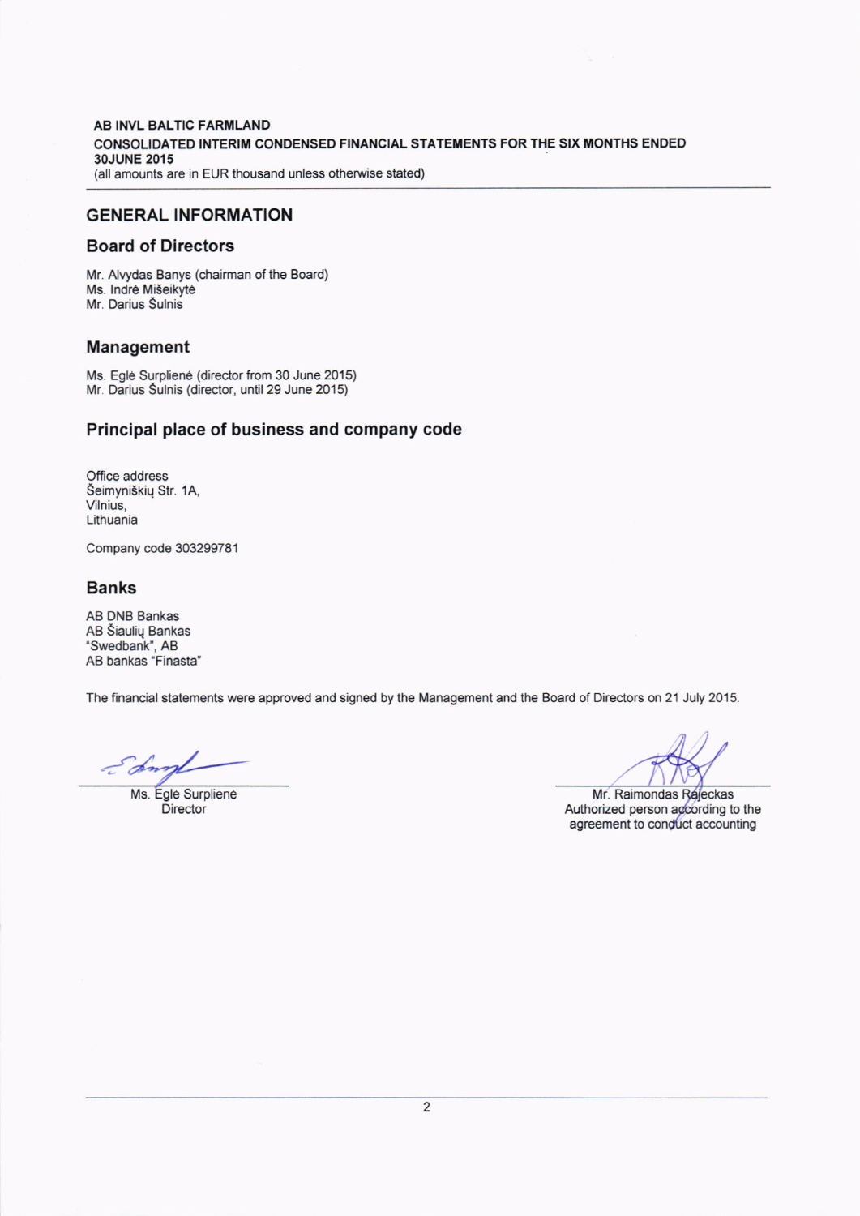# GENERAL INFORMATION

## Board of Directors

Mr. Alvydas Banys (chairman of the Board)
Ms. Indrė Mišeikytė
Mr. Darius Šulnis

## Management

Ms. Eglė Surplienė (director from 30 June 2015)
Mr. Darius Šulnis (director, until 29 June 2015)

## Principal place of business and company code

Office address
Šeimyniškių Str. 1A,
Vilnius,
Lithuania

Company code 303299781

## Banks

AB DNB Bankas
AB Šiaulių Bankas
"Swedbank", AB
AB bankas "Finasta"

The financial statements were approved and signed by the Management and the Board of Directors on 21 July 2015.

Ms. Eglė Surplienė
Director

Mr. Raimondas Rajeckas
Authorized person according to the agreement to conduct accounting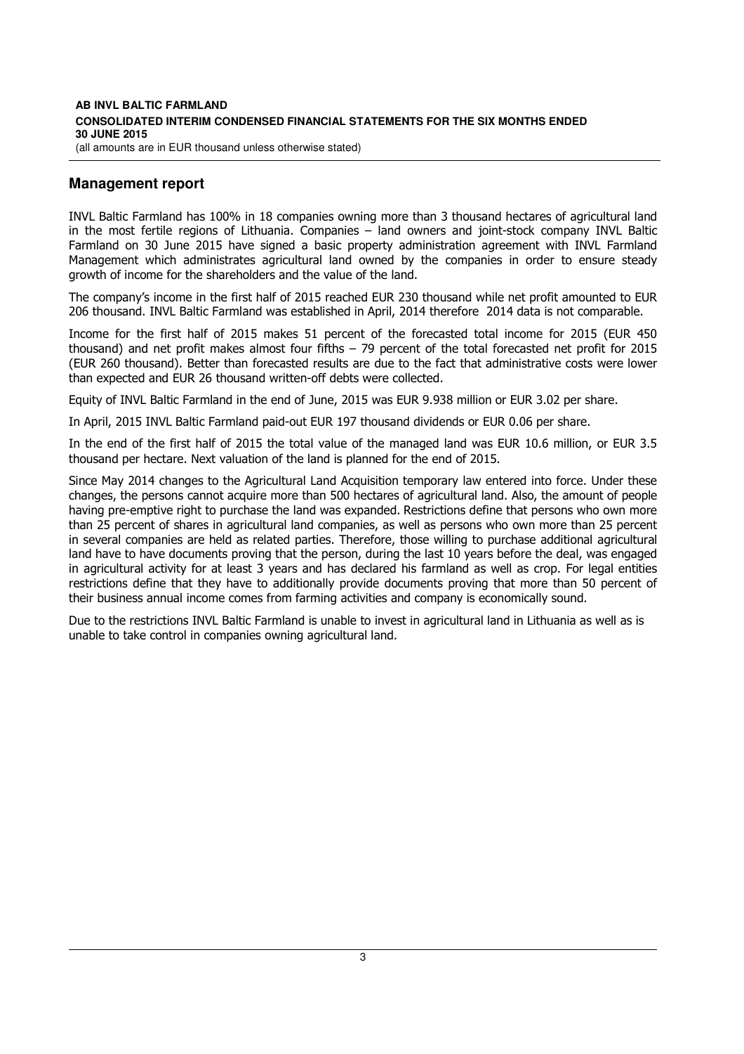## Management report

INVL Baltic Farmland has 100% in 18 companies owning more than 3 thousand hectares of agricultural land in the most fertile regions of Lithuania. Companies – land owners and joint-stock company INVL Baltic Farmland on 30 June 2015 have signed a basic property administration agreement with INVL Farmland Management which administrates agricultural land owned by the companies in order to ensure steady growth of income for the shareholders and the value of the land.

The company's income in the first half of 2015 reached EUR 230 thousand while net profit amounted to EUR 206 thousand. INVL Baltic Farmland was established in April, 2014 therefore 2014 data is not comparable.

Income for the first half of 2015 makes 51 percent of the forecasted total income for 2015 (EUR 450 thousand) and net profit makes almost four fifths – 79 percent of the total forecasted net profit for 2015 (EUR 260 thousand). Better than forecasted results are due to the fact that administrative costs were lower than expected and EUR 26 thousand written-off debts were collected.

Equity of INVL Baltic Farmland in the end of June, 2015 was EUR 9.938 million or EUR 3.02 per share.

In April, 2015 INVL Baltic Farmland paid-out EUR 197 thousand dividends or EUR 0.06 per share.

In the end of the first half of 2015 the total value of the managed land was EUR 10.6 million, or EUR 3.5 thousand per hectare. Next valuation of the land is planned for the end of 2015.

Since May 2014 changes to the Agricultural Land Acquisition temporary law entered into force. Under these changes, the persons cannot acquire more than 500 hectares of agricultural land. Also, the amount of people having pre-emptive right to purchase the land was expanded. Restrictions define that persons who own more than 25 percent of shares in agricultural land companies, as well as persons who own more than 25 percent in several companies are held as related parties. Therefore, those willing to purchase additional agricultural land have to have documents proving that the person, during the last 10 years before the deal, was engaged in agricultural activity for at least 3 years and has declared his farmland as well as crop. For legal entities restrictions define that they have to additionally provide documents proving that more than 50 percent of their business annual income comes from farming activities and company is economically sound.

Due to the restrictions INVL Baltic Farmland is unable to invest in agricultural land in Lithuania as well as is unable to take control in companies owning agricultural land.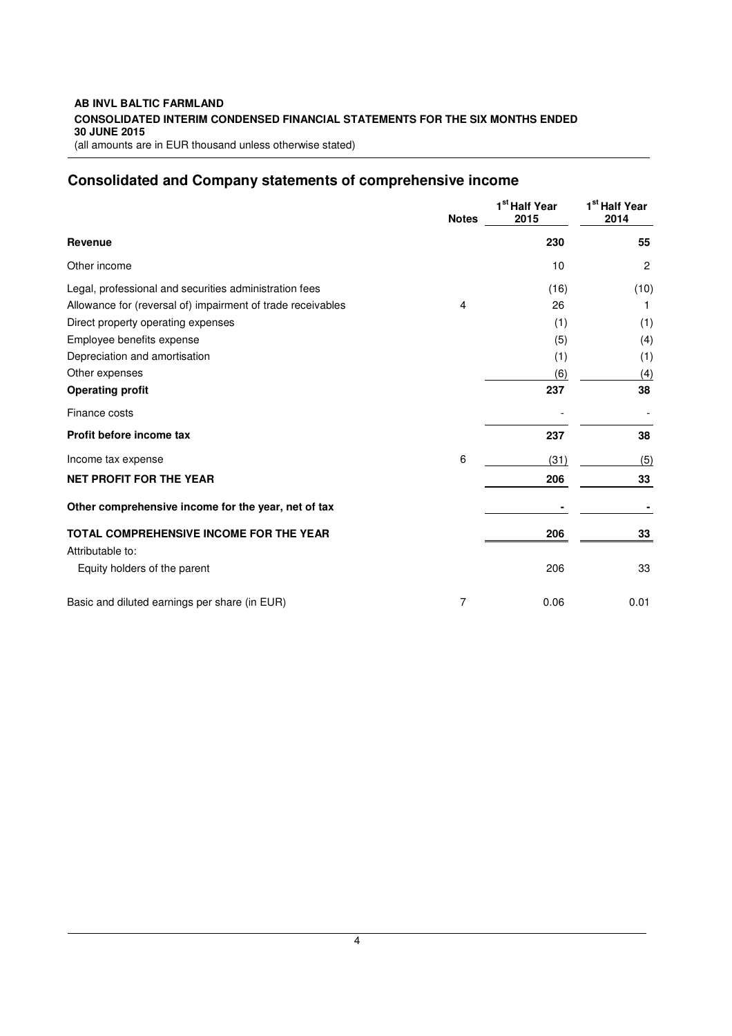**AB INVL BALTIC FARMLAND**
**CONSOLIDATED INTERIM CONDENSED FINANCIAL STATEMENTS FOR THE SIX MONTHS ENDED 30 JUNE 2015**
(all amounts are in EUR thousand unless otherwise stated)

## Consolidated and Company statements of comprehensive income

| | Notes | 1st Half Year 2015 | 1st Half Year 2014 |
|---|---|---|---|
| **Revenue** | | **230** | **55** |
| Other income | | 10 | 2 |
| Legal, professional and securities administration fees | | (16) | (10) |
| Allowance for (reversal of) impairment of trade receivables | 4 | 26 | 1 |
| Direct property operating expenses | | (1) | (1) |
| Employee benefits expense | | (5) | (4) |
| Depreciation and amortisation | | (1) | (1) |
| Other expenses | | (6) | (4) |
| **Operating profit** | | **237** | **38** |
| Finance costs | | - | - |
| **Profit before income tax** | | **237** | **38** |
| Income tax expense | 6 | (31) | (5) |
| **NET PROFIT FOR THE YEAR** | | **206** | **33** |
| **Other comprehensive income for the year, net of tax** | | **-** | **-** |
| **TOTAL COMPREHENSIVE INCOME FOR THE YEAR** | | **206** | **33** |
| Attributable to: | | | |
| Equity holders of the parent | | 206 | 33 |
| Basic and diluted earnings per share (in EUR) | 7 | 0.06 | 0.01 |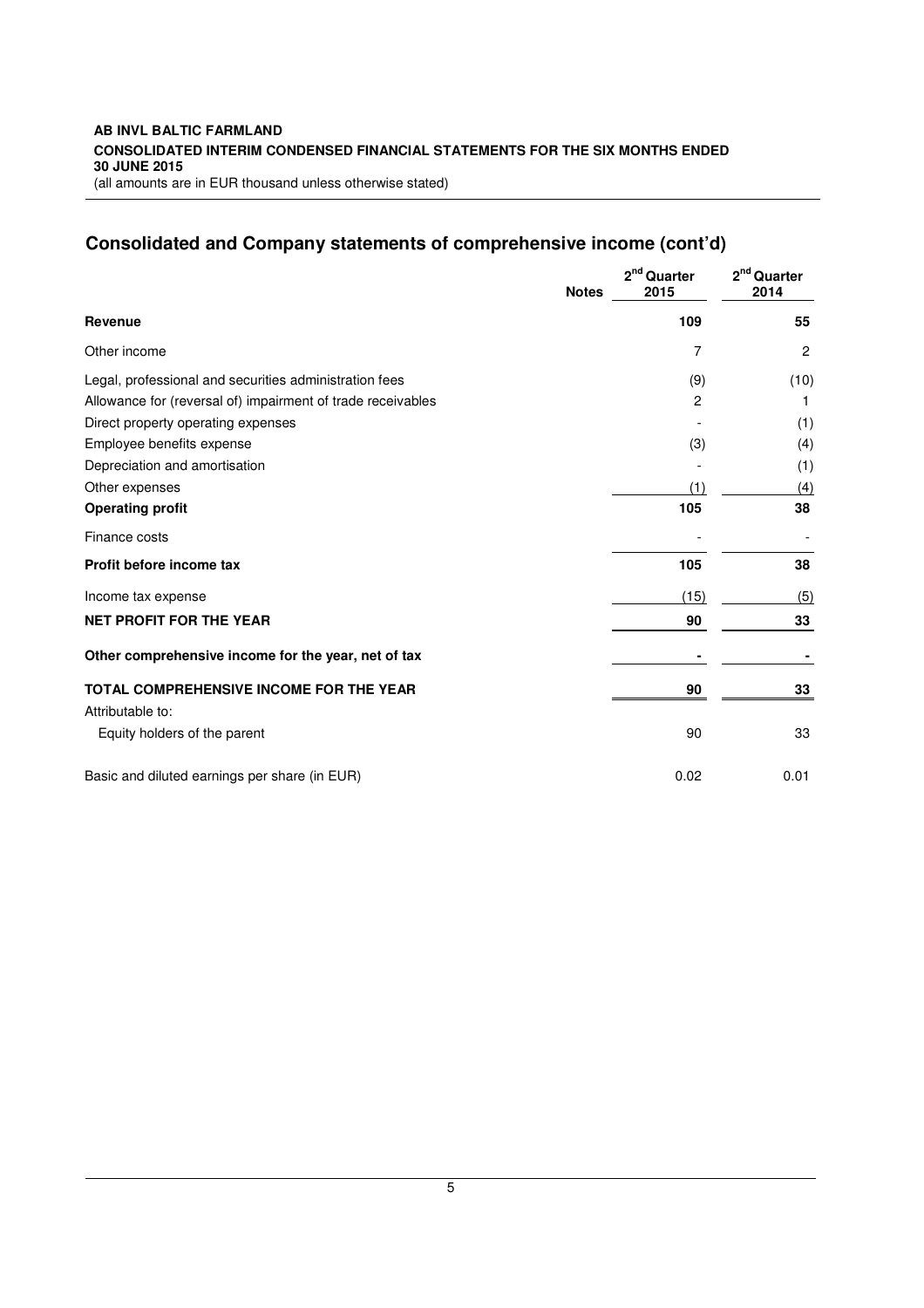**AB INVL BALTIC FARMLAND**
**CONSOLIDATED INTERIM CONDENSED FINANCIAL STATEMENTS FOR THE SIX MONTHS ENDED 30 JUNE 2015**
(all amounts are in EUR thousand unless otherwise stated)

## Consolidated and Company statements of comprehensive income (cont'd)

| | Notes | 2nd Quarter 2015 | 2nd Quarter 2014 |
|---|---|---|---|
| **Revenue** | | **109** | **55** |
| Other income | | 7 | 2 |
| Legal, professional and securities administration fees | | (9) | (10) |
| Allowance for (reversal of) impairment of trade receivables | | 2 | 1 |
| Direct property operating expenses | | - | (1) |
| Employee benefits expense | | (3) | (4) |
| Depreciation and amortisation | | - | (1) |
| Other expenses | | (1) | (4) |
| **Operating profit** | | **105** | **38** |
| Finance costs | | - | - |
| **Profit before income tax** | | **105** | **38** |
| Income tax expense | | (15) | (5) |
| **NET PROFIT FOR THE YEAR** | | **90** | **33** |
| **Other comprehensive income for the year, net of tax** | | **-** | **-** |
| **TOTAL COMPREHENSIVE INCOME FOR THE YEAR** | | **90** | **33** |
| Attributable to: | | | |
| Equity holders of the parent | | 90 | 33 |
| Basic and diluted earnings per share (in EUR) | | 0.02 | 0.01 |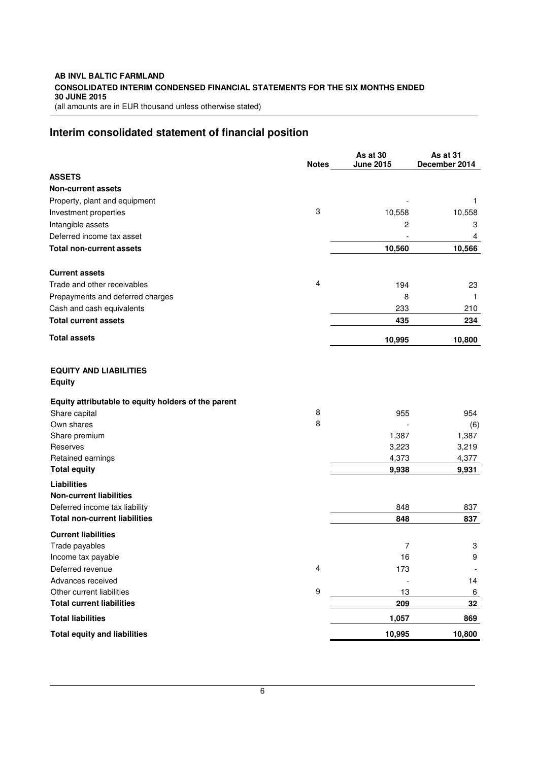**AB INVL BALTIC FARMLAND**
**CONSOLIDATED INTERIM CONDENSED FINANCIAL STATEMENTS FOR THE SIX MONTHS ENDED 30 JUNE 2015**
(all amounts are in EUR thousand unless otherwise stated)

## Interim consolidated statement of financial position

| | Notes | As at 30 June 2015 | As at 31 December 2014 |
|---|---|---|---|
| **ASSETS** | | | |
| **Non-current assets** | | | |
| Property, plant and equipment | | - | 1 |
| Investment properties | 3 | 10,558 | 10,558 |
| Intangible assets | | 2 | 3 |
| Deferred income tax asset | | - | 4 |
| **Total non-current assets** | | **10,560** | **10,566** |
| **Current assets** | | | |
| Trade and other receivables | 4 | 194 | 23 |
| Prepayments and deferred charges | | 8 | 1 |
| Cash and cash equivalents | | 233 | 210 |
| **Total current assets** | | **435** | **234** |
| **Total assets** | | **10,995** | **10,800** |
| **EQUITY AND LIABILITIES** | | | |
| **Equity** | | | |
| **Equity attributable to equity holders of the parent** | | | |
| Share capital | 8 | 955 | 954 |
| Own shares | 8 | - | (6) |
| Share premium | | 1,387 | 1,387 |
| Reserves | | 3,223 | 3,219 |
| Retained earnings | | 4,373 | 4,377 |
| **Total equity** | | **9,938** | **9,931** |
| **Liabilities** | | | |
| **Non-current liabilities** | | | |
| Deferred income tax liability | | 848 | 837 |
| **Total non-current liabilities** | | **848** | **837** |
| **Current liabilities** | | | |
| Trade payables | | 7 | 3 |
| Income tax payable | | 16 | 9 |
| Deferred revenue | 4 | 173 | - |
| Advances received | | - | 14 |
| Other current liabilities | 9 | 13 | 6 |
| **Total current liabilities** | | **209** | **32** |
| **Total liabilities** | | **1,057** | **869** |
| **Total equity and liabilities** | | **10,995** | **10,800** |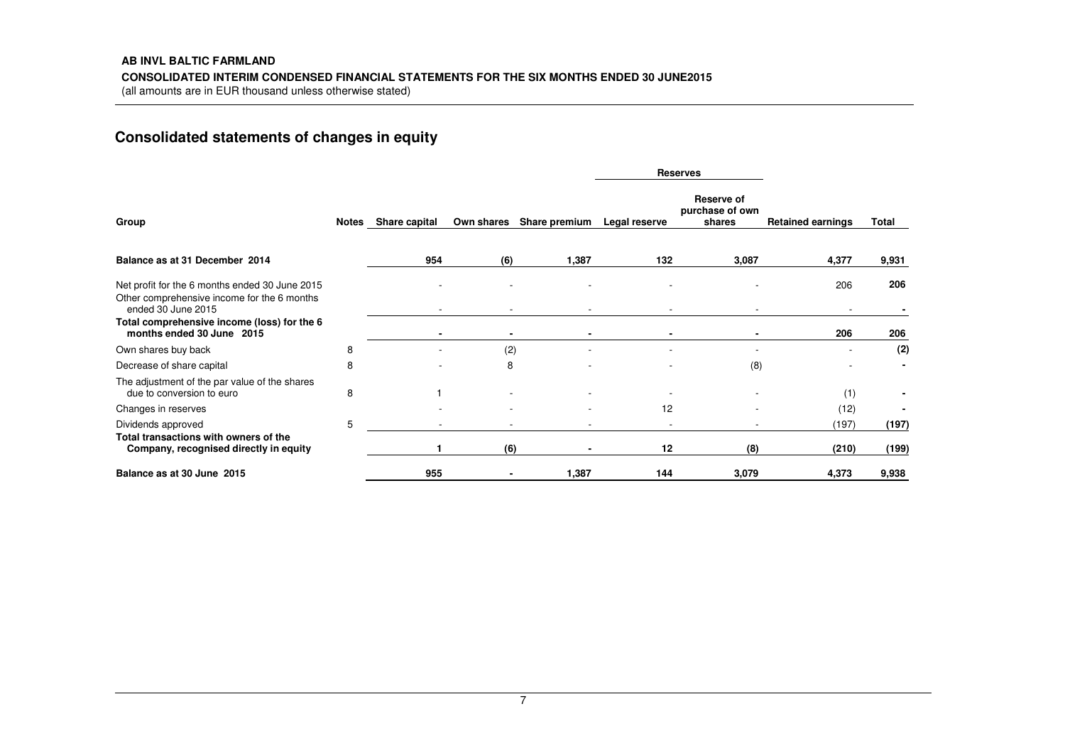**AB INVL BALTIC FARMLAND**

**CONSOLIDATED INTERIM CONDENSED FINANCIAL STATEMENTS FOR THE SIX MONTHS ENDED 30 JUNE2015**

(all amounts are in EUR thousand unless otherwise stated)

## Consolidated statements of changes in equity

| | | | | | Reserves | | | |
|---|---|---|---|---|---|---|---|---|
| **Group** | **Notes** | **Share capital** | **Own shares** | **Share premium** | **Legal reserve** | **Reserve of purchase of own shares** | **Retained earnings** | **Total** |
| **Balance as at 31 December 2014** | | **954** | **(6)** | **1,387** | **132** | **3,087** | **4,377** | **9,931** |
| Net profit for the 6 months ended 30 June 2015 | | - | - | - | - | - | 206 | **206** |
| Other comprehensive income for the 6 months ended 30 June 2015 | | - | - | - | - | - | - | **-** |
| **Total comprehensive income (loss) for the 6 months ended 30 June 2015** | | **-** | **-** | **-** | **-** | **-** | **206** | **206** |
| Own shares buy back | 8 | - | (2) | - | - | - | - | **(2)** |
| Decrease of share capital | 8 | - | 8 | - | - | (8) | - | **-** |
| The adjustment of the par value of the shares due to conversion to euro | 8 | 1 | - | - | - | - | (1) | **-** |
| Changes in reserves | | - | - | - | 12 | - | (12) | **-** |
| Dividends approved | 5 | - | - | - | - | - | (197) | **(197)** |
| **Total transactions with owners of the Company, recognised directly in equity** | | **1** | **(6)** | **-** | **12** | **(8)** | **(210)** | **(199)** |
| **Balance as at 30 June 2015** | | **955** | **-** | **1,387** | **144** | **3,079** | **4,373** | **9,938** |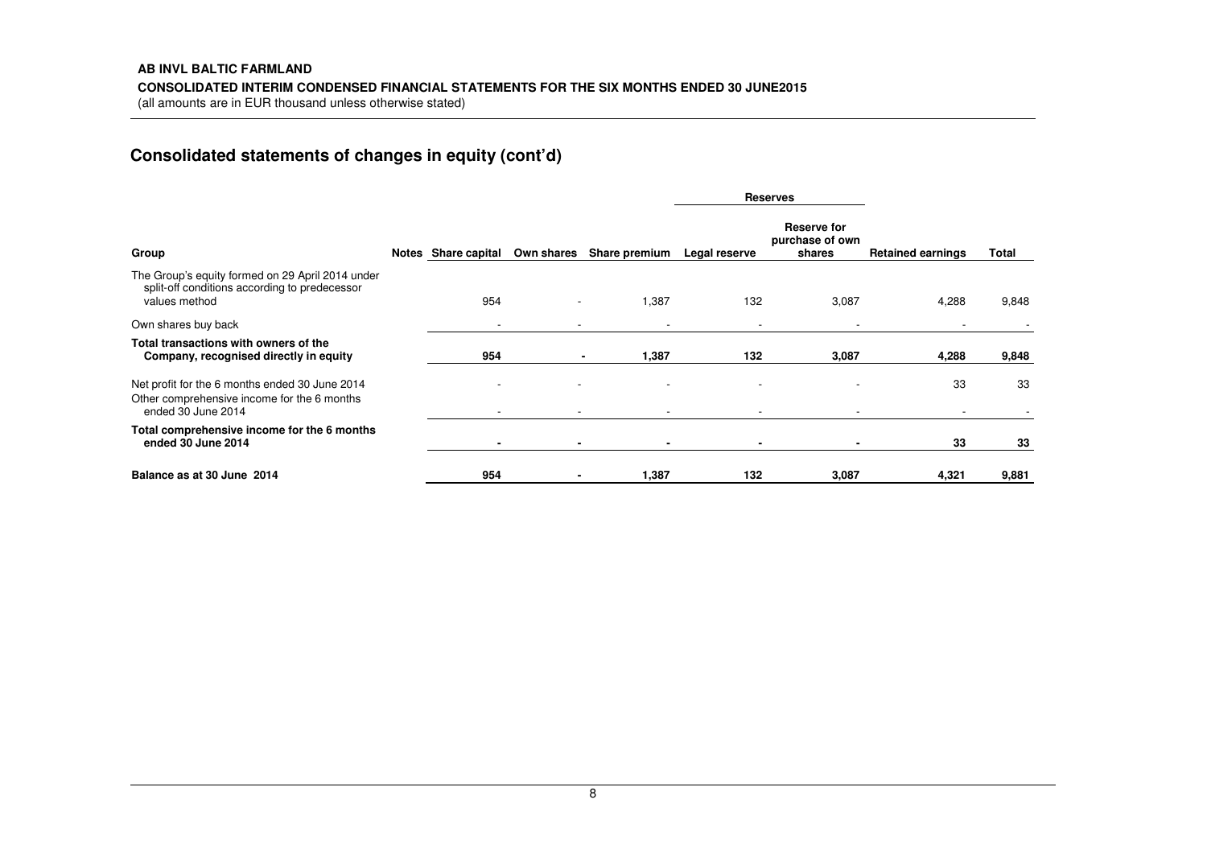AB INVL BALTIC FARMLAND

CONSOLIDATED INTERIM CONDENSED FINANCIAL STATEMENTS FOR THE SIX MONTHS ENDED 30 JUNE2015

(all amounts are in EUR thousand unless otherwise stated)

## Consolidated statements of changes in equity (cont'd)

| | | | | | Reserves | | | |
|---|---|---|---|---|---|---|---|---|
| **Group** | **Notes** | **Share capital** | **Own shares** | **Share premium** | **Legal reserve** | **Reserve for purchase of own shares** | **Retained earnings** | **Total** |
| The Group's equity formed on 29 April 2014 under split-off conditions according to predecessor values method | | 954 | - | 1,387 | 132 | 3,087 | 4,288 | 9,848 |
| Own shares buy back | | - | - | - | - | - | - | - |
| **Total transactions with owners of the Company, recognised directly in equity** | | **954** | **-** | **1,387** | **132** | **3,087** | **4,288** | **9,848** |
| Net profit for the 6 months ended 30 June 2014 | | - | - | - | - | - | 33 | 33 |
| Other comprehensive income for the 6 months ended 30 June 2014 | | - | - | - | - | - | - | - |
| **Total comprehensive income for the 6 months ended 30 June 2014** | | **-** | **-** | **-** | **-** | **-** | **33** | **33** |
| **Balance as at 30 June 2014** | | **954** | **-** | **1,387** | **132** | **3,087** | **4,321** | **9,881** |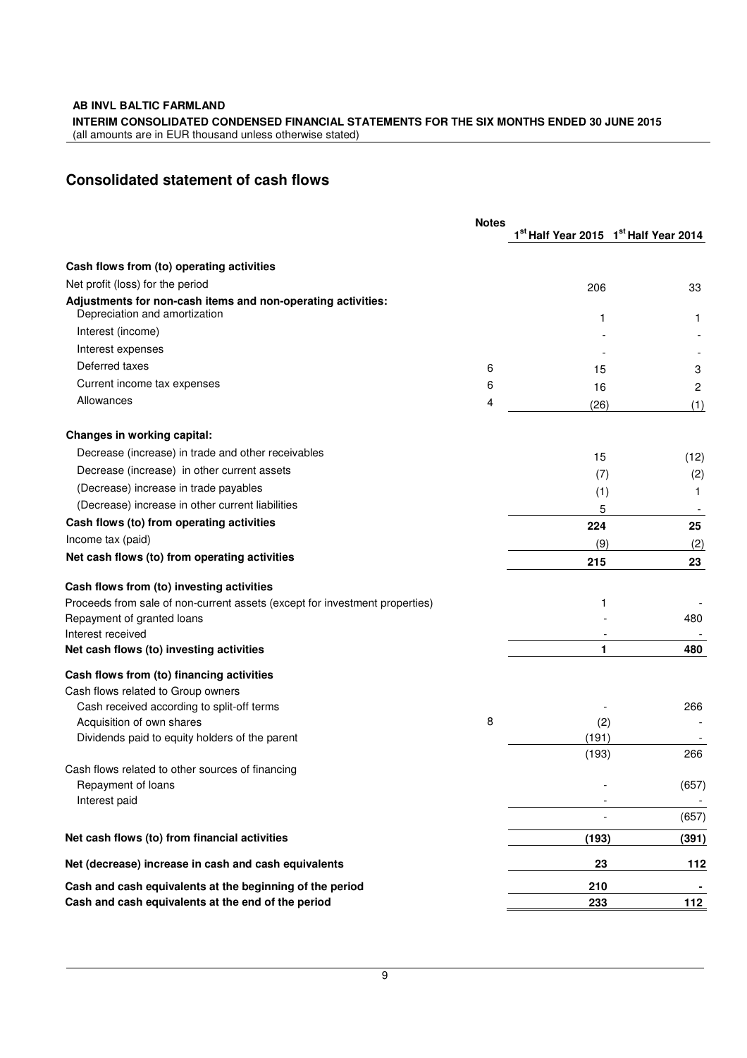**AB INVL BALTIC FARMLAND**
**INTERIM CONSOLIDATED CONDENSED FINANCIAL STATEMENTS FOR THE SIX MONTHS ENDED 30 JUNE 2015**
(all amounts are in EUR thousand unless otherwise stated)

## Consolidated statement of cash flows

| | Notes | 1st Half Year 2015 | 1st Half Year 2014 |
|---|---|---|---|
| **Cash flows from (to) operating activities** | | | |
| Net profit (loss) for the period | | 206 | 33 |
| **Adjustments for non-cash items and non-operating activities:** | | | |
| Depreciation and amortization | | 1 | 1 |
| Interest (income) | | - | - |
| Interest expenses | | - | - |
| Deferred taxes | 6 | 15 | 3 |
| Current income tax expenses | 6 | 16 | 2 |
| Allowances | 4 | (26) | (1) |
| **Changes in working capital:** | | | |
| Decrease (increase) in trade and other receivables | | 15 | (12) |
| Decrease (increase) in other current assets | | (7) | (2) |
| (Decrease) increase in trade payables | | (1) | 1 |
| (Decrease) increase in other current liabilities | | 5 | - |
| **Cash flows (to) from operating activities** | | **224** | **25** |
| Income tax (paid) | | (9) | (2) |
| **Net cash flows (to) from operating activities** | | **215** | **23** |
| **Cash flows from (to) investing activities** | | | |
| Proceeds from sale of non-current assets (except for investment properties) | | 1 | - |
| Repayment of granted loans | | - | 480 |
| Interest received | | - | - |
| **Net cash flows (to) investing activities** | | **1** | **480** |
| **Cash flows from (to) financing activities** | | | |
| Cash flows related to Group owners | | | |
| Cash received according to split-off terms | | - | 266 |
| Acquisition of own shares | 8 | (2) | - |
| Dividends paid to equity holders of the parent | | (191) | - |
| | | (193) | 266 |
| Cash flows related to other sources of financing | | | |
| Repayment of loans | | - | (657) |
| Interest paid | | - | - |
| | | - | (657) |
| **Net cash flows (to) from financial activities** | | **(193)** | **(391)** |
| **Net (decrease) increase in cash and cash equivalents** | | **23** | **112** |
| **Cash and cash equivalents at the beginning of the period** | | **210** | **-** |
| **Cash and cash equivalents at the end of the period** | | **233** | **112** |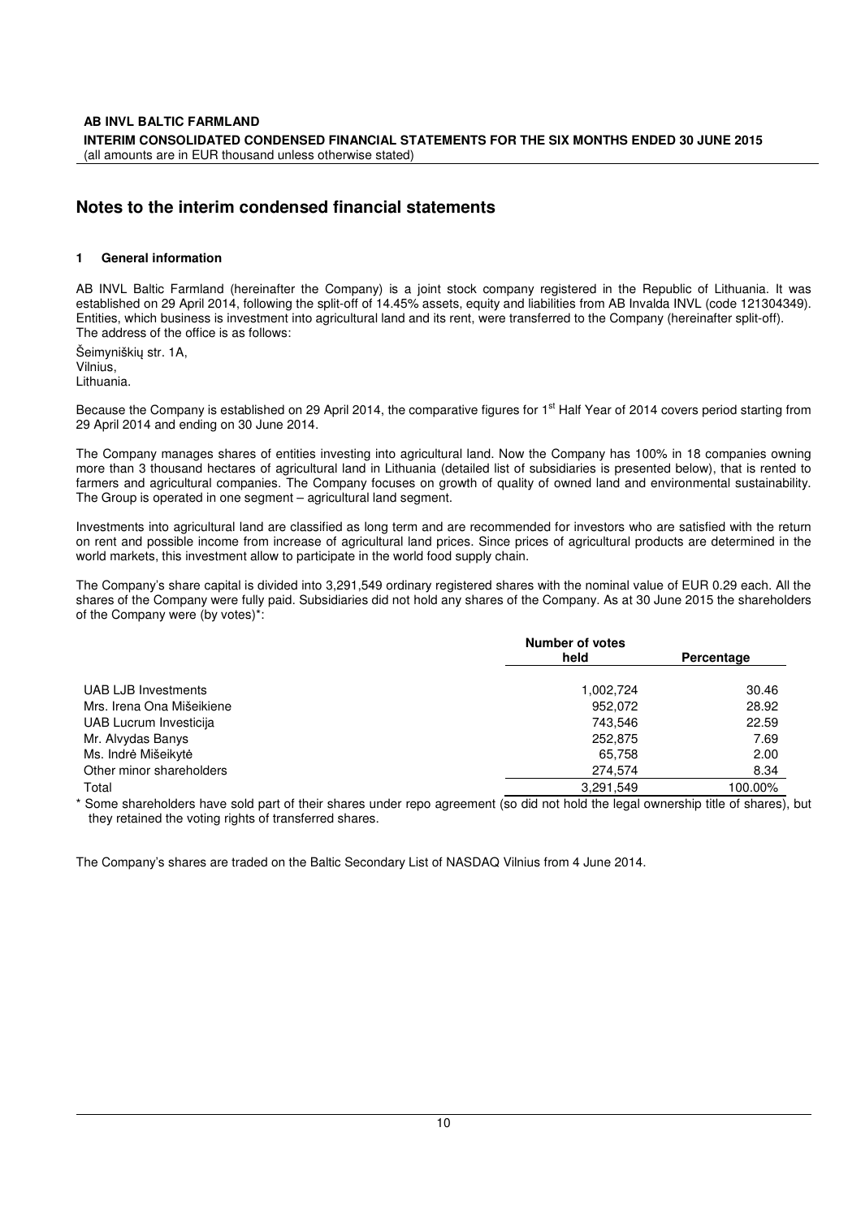## Notes to the interim condensed financial statements

### 1 General information

AB INVL Baltic Farmland (hereinafter the Company) is a joint stock company registered in the Republic of Lithuania. It was established on 29 April 2014, following the split-off of 14.45% assets, equity and liabilities from AB Invalda INVL (code 121304349). Entities, which business is investment into agricultural land and its rent, were transferred to the Company (hereinafter split-off). The address of the office is as follows:

Šeimyniškių str. 1A,
Vilnius,
Lithuania.

Because the Company is established on 29 April 2014, the comparative figures for 1st Half Year of 2014 covers period starting from 29 April 2014 and ending on 30 June 2014.

The Company manages shares of entities investing into agricultural land. Now the Company has 100% in 18 companies owning more than 3 thousand hectares of agricultural land in Lithuania (detailed list of subsidiaries is presented below), that is rented to farmers and agricultural companies. The Company focuses on growth of quality of owned land and environmental sustainability. The Group is operated in one segment – agricultural land segment.

Investments into agricultural land are classified as long term and are recommended for investors who are satisfied with the return on rent and possible income from increase of agricultural land prices. Since prices of agricultural products are determined in the world markets, this investment allow to participate in the world food supply chain.

The Company's share capital is divided into 3,291,549 ordinary registered shares with the nominal value of EUR 0.29 each. All the shares of the Company were fully paid. Subsidiaries did not hold any shares of the Company. As at 30 June 2015 the shareholders of the Company were (by votes)*:

| | Number of votes held | Percentage |
|---|---|---|
| UAB LJB Investments | 1,002,724 | 30.46 |
| Mrs. Irena Ona Mišeikiene | 952,072 | 28.92 |
| UAB Lucrum Investicija | 743,546 | 22.59 |
| Mr. Alvydas Banys | 252,875 | 7.69 |
| Ms. Indrė Mišeikytė | 65,758 | 2.00 |
| Other minor shareholders | 274,574 | 8.34 |
| Total | 3,291,549 | 100.00% |

\* Some shareholders have sold part of their shares under repo agreement (so did not hold the legal ownership title of shares), but they retained the voting rights of transferred shares.

The Company's shares are traded on the Baltic Secondary List of NASDAQ Vilnius from 4 June 2014.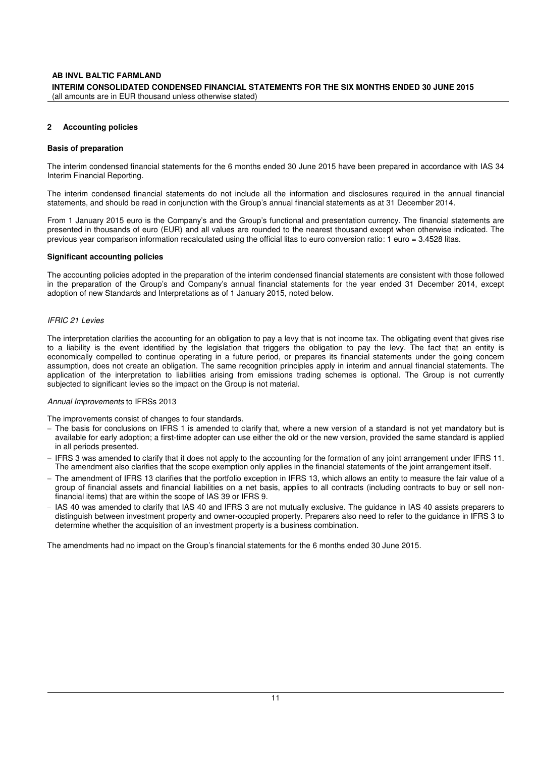## 2 Accounting policies

### Basis of preparation

The interim condensed financial statements for the 6 months ended 30 June 2015 have been prepared in accordance with IAS 34 Interim Financial Reporting.

The interim condensed financial statements do not include all the information and disclosures required in the annual financial statements, and should be read in conjunction with the Group's annual financial statements as at 31 December 2014.

From 1 January 2015 euro is the Company's and the Group's functional and presentation currency. The financial statements are presented in thousands of euro (EUR) and all values are rounded to the nearest thousand except when otherwise indicated. The previous year comparison information recalculated using the official litas to euro conversion ratio: 1 euro = 3.4528 litas.

### Significant accounting policies

The accounting policies adopted in the preparation of the interim condensed financial statements are consistent with those followed in the preparation of the Group's and Company's annual financial statements for the year ended 31 December 2014, except adoption of new Standards and Interpretations as of 1 January 2015, noted below.

*IFRIC 21 Levies*

The interpretation clarifies the accounting for an obligation to pay a levy that is not income tax. The obligating event that gives rise to a liability is the event identified by the legislation that triggers the obligation to pay the levy. The fact that an entity is economically compelled to continue operating in a future period, or prepares its financial statements under the going concern assumption, does not create an obligation. The same recognition principles apply in interim and annual financial statements. The application of the interpretation to liabilities arising from emissions trading schemes is optional. The Group is not currently subjected to significant levies so the impact on the Group is not material.

*Annual Improvements* to IFRSs 2013

The improvements consist of changes to four standards.

- The basis for conclusions on IFRS 1 is amended to clarify that, where a new version of a standard is not yet mandatory but is available for early adoption; a first-time adopter can use either the old or the new version, provided the same standard is applied in all periods presented.
- IFRS 3 was amended to clarify that it does not apply to the accounting for the formation of any joint arrangement under IFRS 11. The amendment also clarifies that the scope exemption only applies in the financial statements of the joint arrangement itself.
- The amendment of IFRS 13 clarifies that the portfolio exception in IFRS 13, which allows an entity to measure the fair value of a group of financial assets and financial liabilities on a net basis, applies to all contracts (including contracts to buy or sell non-financial items) that are within the scope of IAS 39 or IFRS 9.
- IAS 40 was amended to clarify that IAS 40 and IFRS 3 are not mutually exclusive. The guidance in IAS 40 assists preparers to distinguish between investment property and owner-occupied property. Preparers also need to refer to the guidance in IFRS 3 to determine whether the acquisition of an investment property is a business combination.

The amendments had no impact on the Group's financial statements for the 6 months ended 30 June 2015.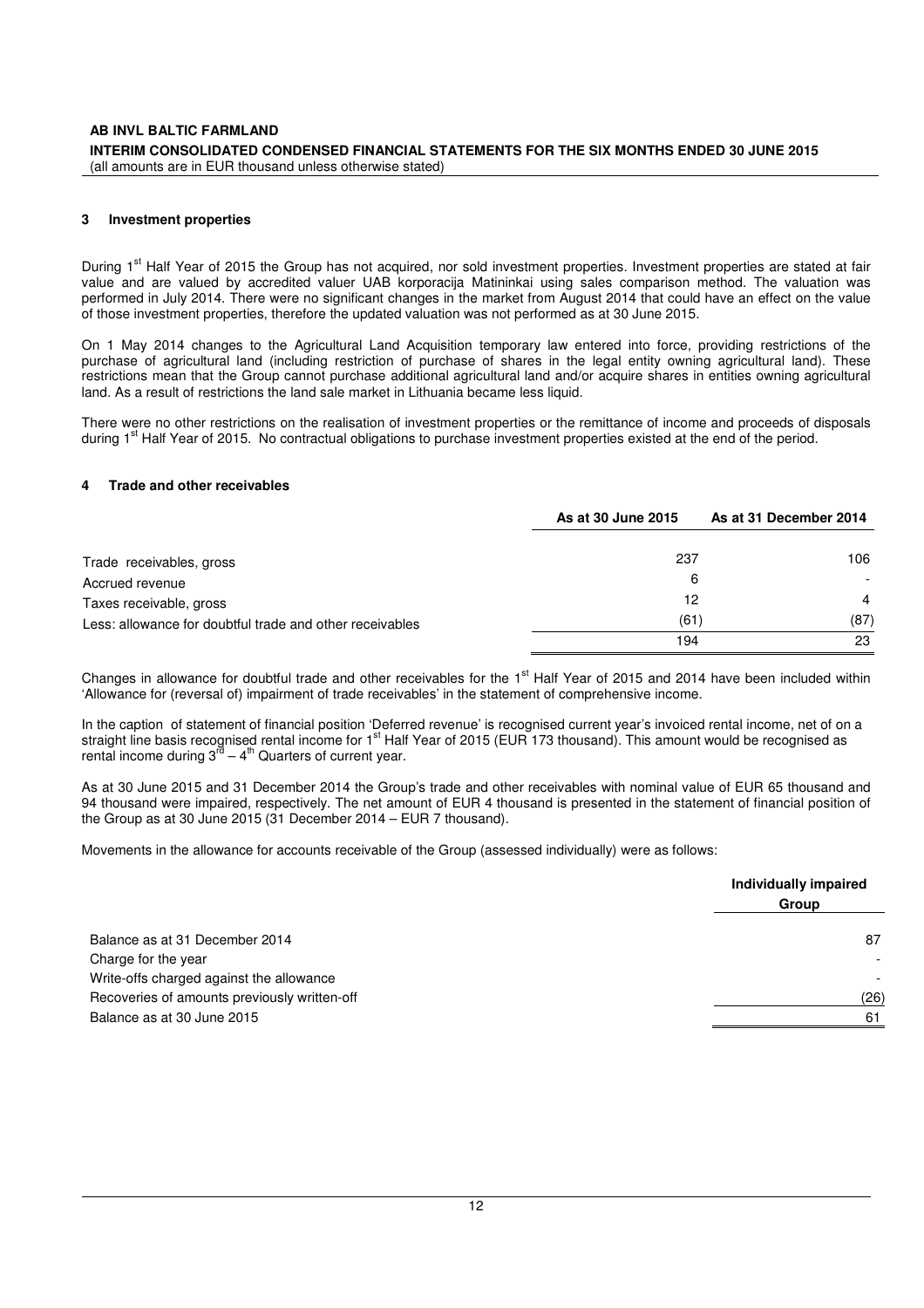## 3 Investment properties

During 1st Half Year of 2015 the Group has not acquired, nor sold investment properties. Investment properties are stated at fair value and are valued by accredited valuer UAB korporacija Matininkai using sales comparison method. The valuation was performed in July 2014. There were no significant changes in the market from August 2014 that could have an effect on the value of those investment properties, therefore the updated valuation was not performed as at 30 June 2015.

On 1 May 2014 changes to the Agricultural Land Acquisition temporary law entered into force, providing restrictions of the purchase of agricultural land (including restriction of purchase of shares in the legal entity owning agricultural land). These restrictions mean that the Group cannot purchase additional agricultural land and/or acquire shares in entities owning agricultural land. As a result of restrictions the land sale market in Lithuania became less liquid.

There were no other restrictions on the realisation of investment properties or the remittance of income and proceeds of disposals during 1st Half Year of 2015. No contractual obligations to purchase investment properties existed at the end of the period.

## 4 Trade and other receivables

| | As at 30 June 2015 | As at 31 December 2014 |
|---|---|---|
| Trade receivables, gross | 237 | 106 |
| Accrued revenue | 6 | - |
| Taxes receivable, gross | 12 | 4 |
| Less: allowance for doubtful trade and other receivables | (61) | (87) |
| | 194 | 23 |

Changes in allowance for doubtful trade and other receivables for the 1st Half Year of 2015 and 2014 have been included within 'Allowance for (reversal of) impairment of trade receivables' in the statement of comprehensive income.

In the caption of statement of financial position 'Deferred revenue' is recognised current year's invoiced rental income, net of on a straight line basis recognised rental income for 1st Half Year of 2015 (EUR 173 thousand). This amount would be recognised as rental income during 3rd – 4th Quarters of current year.

As at 30 June 2015 and 31 December 2014 the Group's trade and other receivables with nominal value of EUR 65 thousand and 94 thousand were impaired, respectively. The net amount of EUR 4 thousand is presented in the statement of financial position of the Group as at 30 June 2015 (31 December 2014 – EUR 7 thousand).

Movements in the allowance for accounts receivable of the Group (assessed individually) were as follows:

| | Individually impaired Group |
|---|---|
| Balance as at 31 December 2014 | 87 |
| Charge for the year | - |
| Write-offs charged against the allowance | - |
| Recoveries of amounts previously written-off | (26) |
| Balance as at 30 June 2015 | 61 |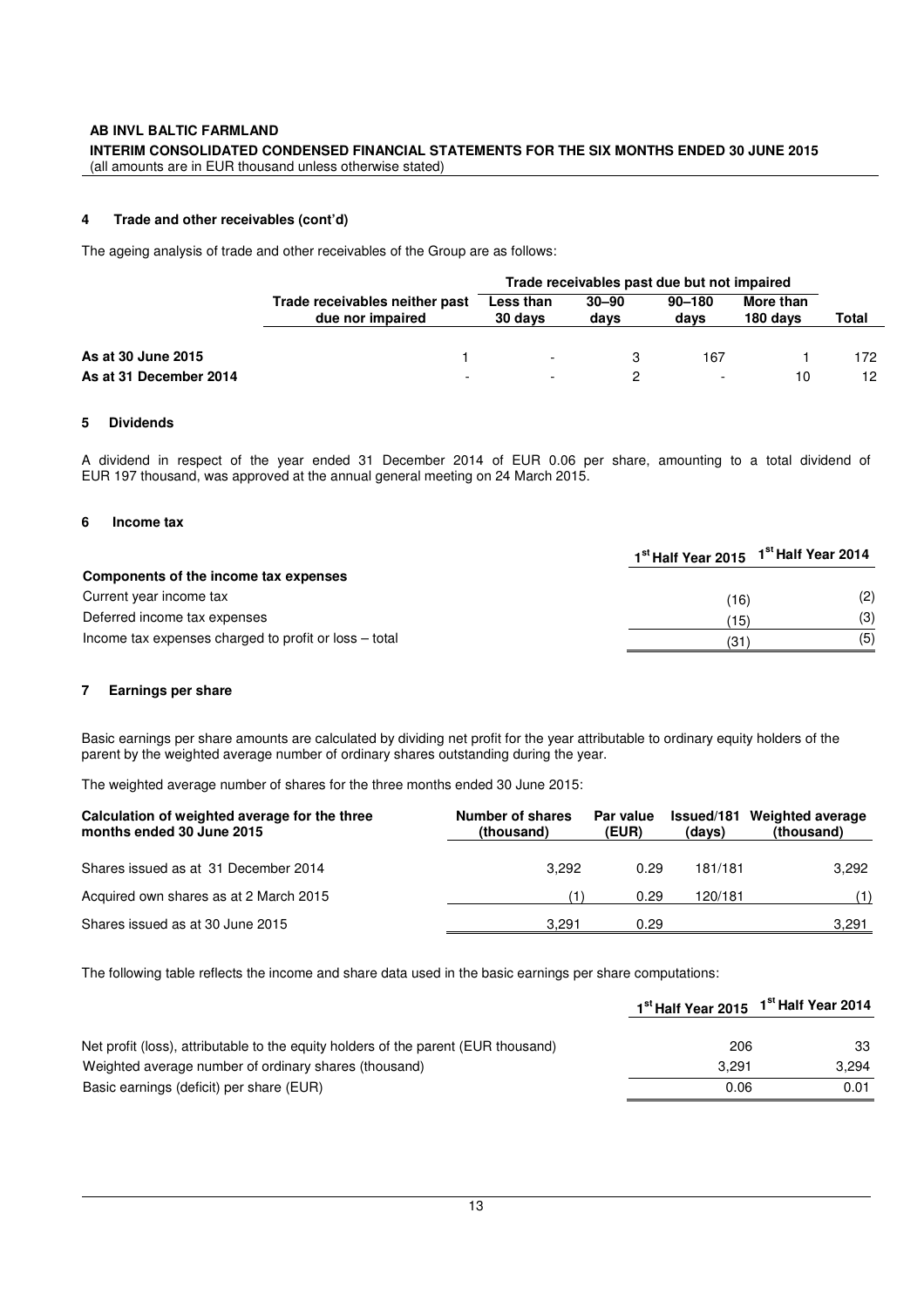### 4 Trade and other receivables (cont'd)

The ageing analysis of trade and other receivables of the Group are as follows:

| | Trade receivables neither past due nor impaired | Trade receivables past due but not impaired | | | | Total |
|---|---|---|---|---|---|---|
| | | Less than 30 days | 30–90 days | 90–180 days | More than 180 days | |
| **As at 30 June 2015** | 1 | - | 3 | 167 | 1 | 172 |
| **As at 31 December 2014** | - | - | 2 | - | 10 | 12 |

### 5 Dividends

A dividend in respect of the year ended 31 December 2014 of EUR 0.06 per share, amounting to a total dividend of EUR 197 thousand, was approved at the annual general meeting on 24 March 2015.

### 6 Income tax

| | 1st Half Year 2015 | 1st Half Year 2014 |
|---|---|---|
| **Components of the income tax expenses** | | |
| Current year income tax | (16) | (2) |
| Deferred income tax expenses | (15) | (3) |
| Income tax expenses charged to profit or loss – total | (31) | (5) |

### 7 Earnings per share

Basic earnings per share amounts are calculated by dividing net profit for the year attributable to ordinary equity holders of the parent by the weighted average number of ordinary shares outstanding during the year.

The weighted average number of shares for the three months ended 30 June 2015:

| Calculation of weighted average for the three months ended 30 June 2015 | Number of shares (thousand) | Par value (EUR) | Issued/181 (days) | Weighted average (thousand) |
|---|---|---|---|---|
| Shares issued as at 31 December 2014 | 3,292 | 0.29 | 181/181 | 3,292 |
| Acquired own shares as at 2 March 2015 | (1) | 0.29 | 120/181 | (1) |
| Shares issued as at 30 June 2015 | 3,291 | 0.29 | | 3,291 |

The following table reflects the income and share data used in the basic earnings per share computations:

| | 1st Half Year 2015 | 1st Half Year 2014 |
|---|---|---|
| Net profit (loss), attributable to the equity holders of the parent (EUR thousand) | 206 | 33 |
| Weighted average number of ordinary shares (thousand) | 3,291 | 3,294 |
| Basic earnings (deficit) per share (EUR) | 0.06 | 0.01 |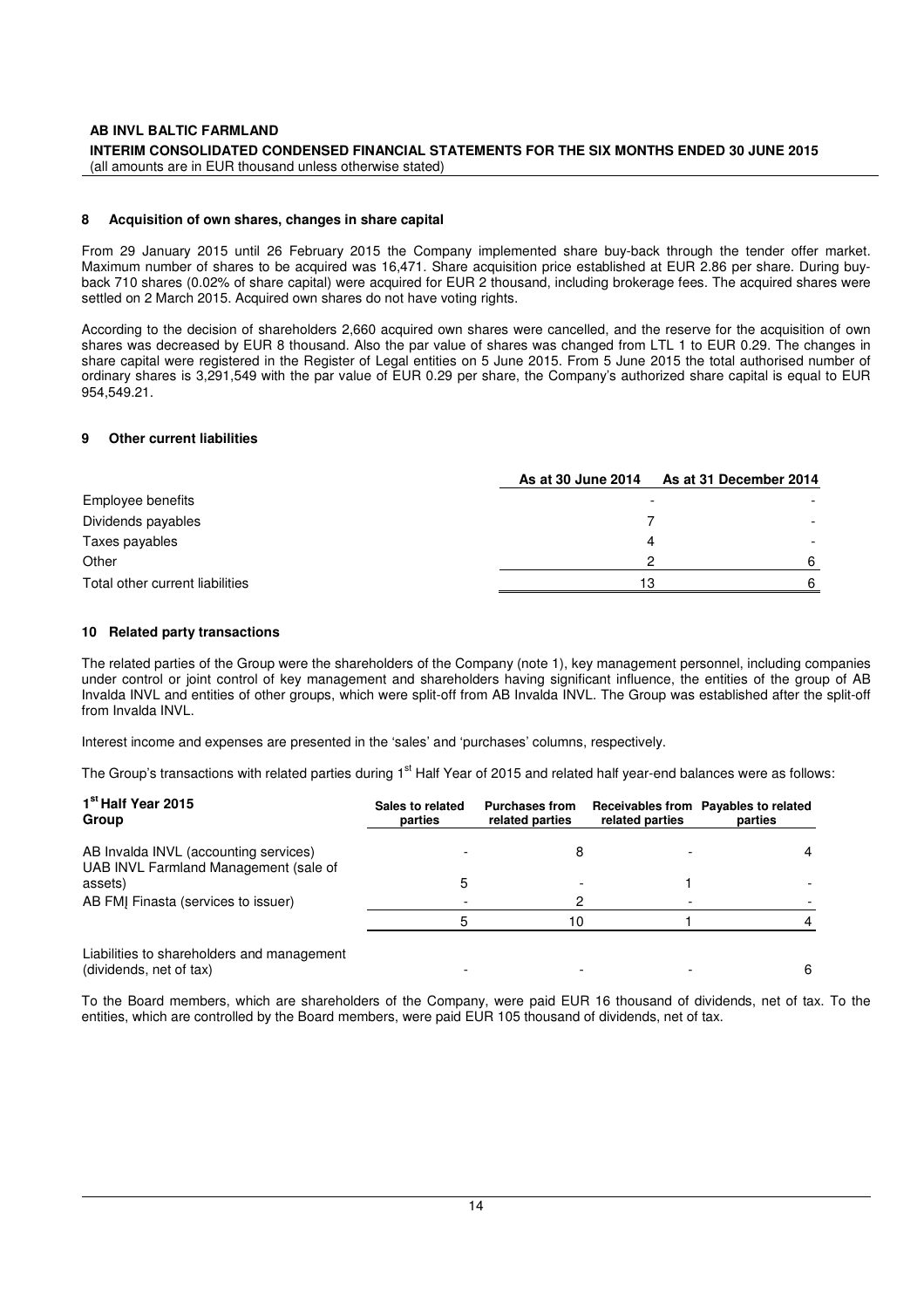## 8 Acquisition of own shares, changes in share capital

From 29 January 2015 until 26 February 2015 the Company implemented share buy-back through the tender offer market. Maximum number of shares to be acquired was 16,471. Share acquisition price established at EUR 2.86 per share. During buy-back 710 shares (0.02% of share capital) were acquired for EUR 2 thousand, including brokerage fees. The acquired shares were settled on 2 March 2015. Acquired own shares do not have voting rights.

According to the decision of shareholders 2,660 acquired own shares were cancelled, and the reserve for the acquisition of own shares was decreased by EUR 8 thousand. Also the par value of shares was changed from LTL 1 to EUR 0.29. The changes in share capital were registered in the Register of Legal entities on 5 June 2015. From 5 June 2015 the total authorised number of ordinary shares is 3,291,549 with the par value of EUR 0.29 per share, the Company's authorized share capital is equal to EUR 954,549.21.

## 9 Other current liabilities

| | As at 30 June 2014 | As at 31 December 2014 |
|---|---|---|
| Employee benefits | - | - |
| Dividends payables | 7 | - |
| Taxes payables | 4 | - |
| Other | 2 | 6 |
| Total other current liabilities | 13 | 6 |

## 10 Related party transactions

The related parties of the Group were the shareholders of the Company (note 1), key management personnel, including companies under control or joint control of key management and shareholders having significant influence, the entities of the group of AB Invalda INVL and entities of other groups, which were split-off from AB Invalda INVL. The Group was established after the split-off from Invalda INVL.

Interest income and expenses are presented in the 'sales' and 'purchases' columns, respectively.

The Group's transactions with related parties during 1st Half Year of 2015 and related half year-end balances were as follows:

| 1st Half Year 2015 Group | Sales to related parties | Purchases from related parties | Receivables from related parties | Payables to related parties |
|---|---|---|---|---|
| AB Invalda INVL (accounting services) | - | 8 | - | 4 |
| UAB INVL Farmland Management (sale of assets) | 5 | - | 1 | - |
| AB FMĮ Finasta (services to issuer) | - | 2 | - | - |
| | 5 | 10 | 1 | 4 |
| Liabilities to shareholders and management (dividends, net of tax) | - | - | - | 6 |

To the Board members, which are shareholders of the Company, were paid EUR 16 thousand of dividends, net of tax. To the entities, which are controlled by the Board members, were paid EUR 105 thousand of dividends, net of tax.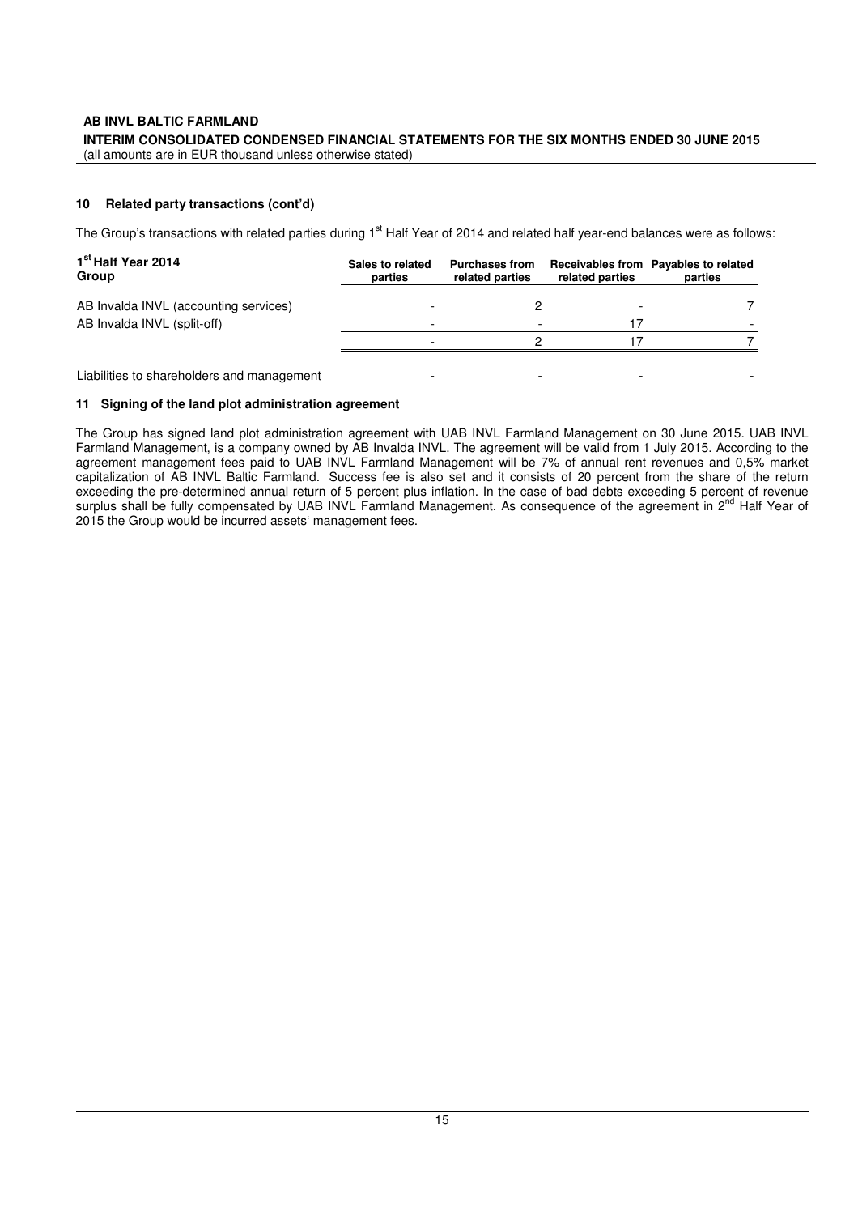## 10 Related party transactions (cont'd)

The Group's transactions with related parties during 1st Half Year of 2014 and related half year-end balances were as follows:

| 1st Half Year 2014 Group | Sales to related parties | Purchases from related parties | Receivables from related parties | Payables to related parties |
|---|---|---|---|---|
| AB Invalda INVL (accounting services) | - | 2 | - | 7 |
| AB Invalda INVL (split-off) | - | - | 17 | - |
| | - | 2 | 17 | 7 |
| Liabilities to shareholders and management | - | - | - | - |

## 11 Signing of the land plot administration agreement

The Group has signed land plot administration agreement with UAB INVL Farmland Management on 30 June 2015. UAB INVL Farmland Management, is a company owned by AB Invalda INVL. The agreement will be valid from 1 July 2015. According to the agreement management fees paid to UAB INVL Farmland Management will be 7% of annual rent revenues and 0,5% market capitalization of AB INVL Baltic Farmland. Success fee is also set and it consists of 20 percent from the share of the return exceeding the pre-determined annual return of 5 percent plus inflation. In the case of bad debts exceeding 5 percent of revenue surplus shall be fully compensated by UAB INVL Farmland Management. As consequence of the agreement in 2nd Half Year of 2015 the Group would be incurred assets' management fees.